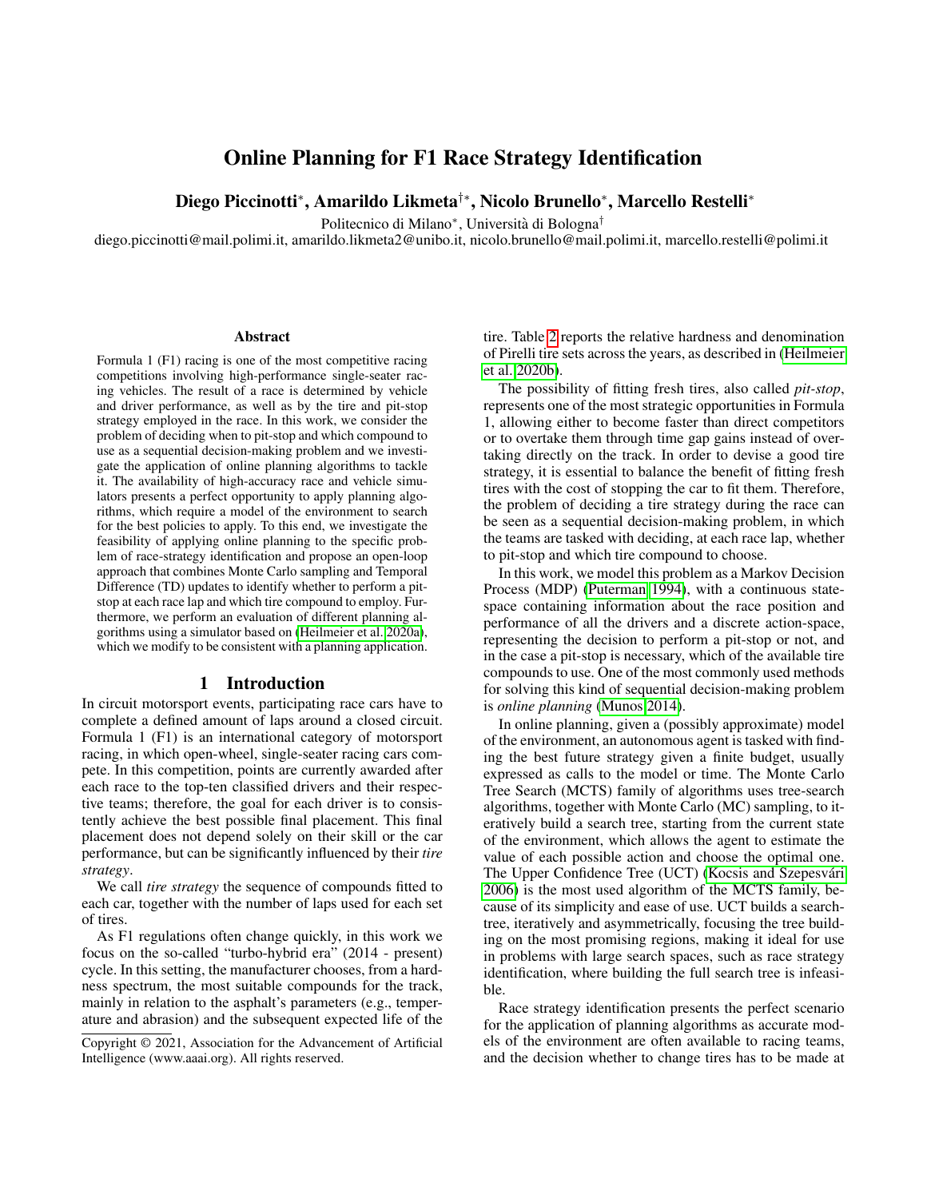# Online Planning for F1 Race Strategy Identification

**Diego Piccinotti**[*], **Amarildo Likmeta**[†*], **Nicolo Brunello**[*], **Marcello Restelli**[*]

Politecnico di Milano[*], Università di Bologna[†]

diego.piccinotti@mail.polimi.it, amarildo.likmeta2@unibo.it, nicolo.brunello@mail.polimi.it, marcello.restelli@polimi.it

## Abstract

Formula 1 (F1) racing is one of the most competitive racing competitions involving high-performance single-seater racing vehicles. The result of a race is determined by vehicle and driver performance, as well as by the tire and pit-stop strategy employed in the race. In this work, we consider the problem of deciding when to pit-stop and which compound to use as a sequential decision-making problem and we investigate the application of online planning algorithms to tackle it. The availability of high-accuracy race and vehicle simulators presents a perfect opportunity to apply planning algorithms, which require a model of the environment to search for the best policies to apply. To this end, we investigate the feasibility of applying online planning to the specific problem of race-strategy identification and propose an open-loop approach that combines Monte Carlo sampling and Temporal Difference (TD) updates to identify whether to perform a pit-stop at each race lap and which tire compound to employ. Furthermore, we perform an evaluation of different planning algorithms using a simulator based on (Heilmeier et al. 2020a), which we modify to be consistent with a planning application.

## 1 Introduction

In circuit motorsport events, participating race cars have to complete a defined amount of laps around a closed circuit. Formula 1 (F1) is an international category of motorsport racing, in which open-wheel, single-seater racing cars compete. In this competition, points are currently awarded after each race to the top-ten classified drivers and their respective teams; therefore, the goal for each driver is to consistently achieve the best possible final placement. This final placement does not depend solely on their skill or the car performance, but can be significantly influenced by their *tire strategy*.

We call *tire strategy* the sequence of compounds fitted to each car, together with the number of laps used for each set of tires.

As F1 regulations often change quickly, in this work we focus on the so-called "turbo-hybrid era" (2014 - present) cycle. In this setting, the manufacturer chooses, from a hardness spectrum, the most suitable compounds for the track, mainly in relation to the asphalt's parameters (e.g., temperature and abrasion) and the subsequent expected life of the tire. Table 2 reports the relative hardness and denomination of Pirelli tire sets across the years, as described in (Heilmeier et al. 2020b).

The possibility of fitting fresh tires, also called *pit-stop*, represents one of the most strategic opportunities in Formula 1, allowing either to become faster than direct competitors or to overtake them through time gap gains instead of overtaking directly on the track. In order to devise a good tire strategy, it is essential to balance the benefit of fitting fresh tires with the cost of stopping the car to fit them. Therefore, the problem of deciding a tire strategy during the race can be seen as a sequential decision-making problem, in which the teams are tasked with deciding, at each race lap, whether to pit-stop and which tire compound to choose.

In this work, we model this problem as a Markov Decision Process (MDP) (Puterman 1994), with a continuous state-space containing information about the race position and performance of all the drivers and a discrete action-space, representing the decision to perform a pit-stop or not, and in the case a pit-stop is necessary, which of the available tire compounds to use. One of the most commonly used methods for solving this kind of sequential decision-making problem is *online planning* (Munos 2014).

In online planning, given a (possibly approximate) model of the environment, an autonomous agent is tasked with finding the best future strategy given a finite budget, usually expressed as calls to the model or time. The Monte Carlo Tree Search (MCTS) family of algorithms uses tree-search algorithms, together with Monte Carlo (MC) sampling, to iteratively build a search tree, starting from the current state of the environment, which allows the agent to estimate the value of each possible action and choose the optimal one. The Upper Confidence Tree (UCT) (Kocsis and Szepesvári 2006) is the most used algorithm of the MCTS family, because of its simplicity and ease of use. UCT builds a search-tree, iteratively and asymmetrically, focusing the tree building on the most promising regions, making it ideal for use in problems with large search spaces, such as race strategy identification, where building the full search tree is infeasible.

Race strategy identification presents the perfect scenario for the application of planning algorithms as accurate models of the environment are often available to racing teams, and the decision whether to change tires has to be made at

Copyright © 2021, Association for the Advancement of Artificial Intelligence (www.aaai.org). All rights reserved.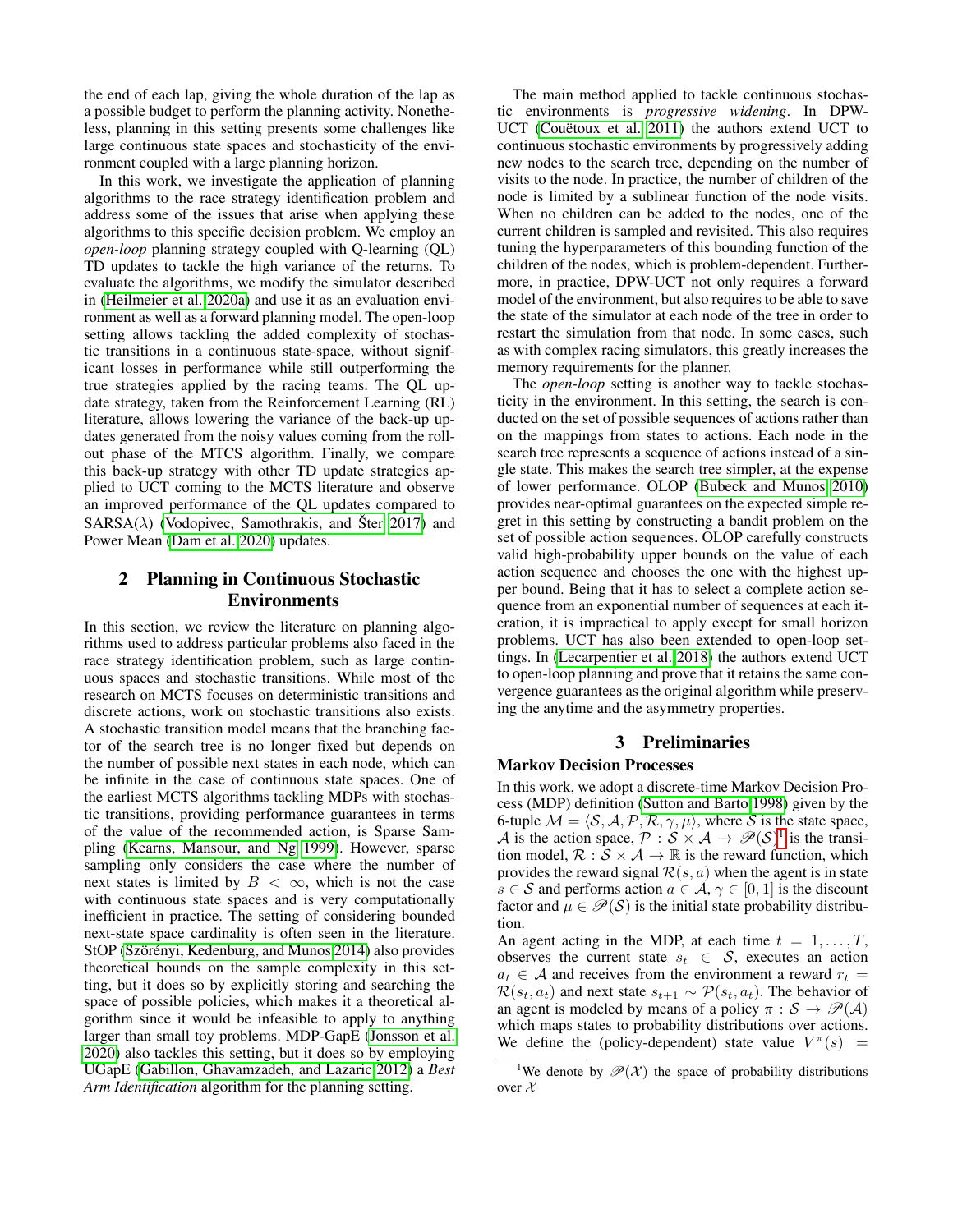the end of each lap, giving the whole duration of the lap as a possible budget to perform the planning activity. Nonetheless, planning in this setting presents some challenges like large continuous state spaces and stochasticity of the environment coupled with a large planning horizon.

In this work, we investigate the application of planning algorithms to the race strategy identification problem and address some of the issues that arise when applying these algorithms to this specific decision problem. We employ an *open-loop* planning strategy coupled with Q-learning (QL) TD updates to tackle the high variance of the returns. To evaluate the algorithms, we modify the simulator described in (Heilmeier et al. 2020a) and use it as an evaluation environment as well as a forward planning model. The open-loop setting allows tackling the added complexity of stochastic transitions in a continuous state-space, without significant losses in performance while still outperforming the true strategies applied by the racing teams. The QL update strategy, taken from the Reinforcement Learning (RL) literature, allows lowering the variance of the back-up updates generated from the noisy values coming from the rollout phase of the MTCS algorithm. Finally, we compare this back-up strategy with other TD update strategies applied to UCT coming to the MCTS literature and observe an improved performance of the QL updates compared to SARSA($\lambda$) (Vodopivec, Samothrakis, and Šter 2017) and Power Mean (Dam et al. 2020) updates.

## 2 Planning in Continuous Stochastic Environments

In this section, we review the literature on planning algorithms used to address particular problems also faced in the race strategy identification problem, such as large continuous spaces and stochastic transitions. While most of the research on MCTS focuses on deterministic transitions and discrete actions, work on stochastic transitions also exists. A stochastic transition model means that the branching factor of the search tree is no longer fixed but depends on the number of possible next states in each node, which can be infinite in the case of continuous state spaces. One of the earliest MCTS algorithms tackling MDPs with stochastic transitions, providing performance guarantees in terms of the value of the recommended action, is Sparse Sampling (Kearns, Mansour, and Ng 1999). However, sparse sampling only considers the case where the number of next states is limited by $B < \infty$, which is not the case with continuous state spaces and is very computationally inefficient in practice. The setting of considering bounded next-state space cardinality is often seen in the literature. StOP (Szörényi, Kedenburg, and Munos 2014) also provides theoretical bounds on the sample complexity in this setting, but it does so by explicitly storing and searching the space of possible policies, which makes it a theoretical algorithm since it would be infeasible to apply to anything larger than small toy problems. MDP-GapE (Jonsson et al. 2020) also tackles this setting, but it does so by employing UGapE (Gabillon, Ghavamzadeh, and Lazaric 2012) a *Best Arm Identification* algorithm for the planning setting.

The main method applied to tackle continuous stochastic environments is *progressive widening*. In DPW-UCT (Couëtoux et al. 2011) the authors extend UCT to continuous stochastic environments by progressively adding new nodes to the search tree, depending on the number of visits to the node. In practice, the number of children of the node is limited by a sublinear function of the node visits. When no children can be added to the nodes, one of the current children is sampled and revisited. This also requires tuning the hyperparameters of this bounding function of the children of the nodes, which is problem-dependent. Furthermore, in practice, DPW-UCT not only requires a forward model of the environment, but also requires to be able to save the state of the simulator at each node of the tree in order to restart the simulation from that node. In some cases, such as with complex racing simulators, this greatly increases the memory requirements for the planner.

The *open-loop* setting is another way to tackle stochasticity in the environment. In this setting, the search is conducted on the set of possible sequences of actions rather than on the mappings from states to actions. Each node in the search tree represents a sequence of actions instead of a single state. This makes the search tree simpler, at the expense of lower performance. OLOP (Bubeck and Munos 2010) provides near-optimal guarantees on the expected simple regret in this setting by constructing a bandit problem on the set of possible action sequences. OLOP carefully constructs valid high-probability upper bounds on the value of each action sequence and chooses the one with the highest upper bound. Being that it has to select a complete action sequence from an exponential number of sequences at each iteration, it is impractical to apply except for small horizon problems. UCT has also been extended to open-loop settings. In (Lecarpentier et al. 2018) the authors extend UCT to open-loop planning and prove that it retains the same convergence guarantees as the original algorithm while preserving the anytime and the asymmetry properties.

## 3 Preliminaries

### Markov Decision Processes

In this work, we adopt a discrete-time Markov Decision Process (MDP) definition (Sutton and Barto 1998) given by the 6-tuple $\mathcal{M} = \langle \mathcal{S}, \mathcal{A}, \mathcal{P}, \mathcal{R}, \gamma, \mu \rangle$, where $\mathcal{S}$ is the state space, $\mathcal{A}$ is the action space, $\mathcal{P} : \mathcal{S} \times \mathcal{A} \to \mathscr{P}(\mathcal{S})$[1] is the transition model, $\mathcal{R} : \mathcal{S} \times \mathcal{A} \to \mathbb{R}$ is the reward function, which provides the reward signal $\mathcal{R}(s, a)$ when the agent is in state $s \in \mathcal{S}$ and performs action $a \in \mathcal{A}$, $\gamma \in [0, 1]$ is the discount factor and $\mu \in \mathscr{P}(\mathcal{S})$ is the initial state probability distribution.

An agent acting in the MDP, at each time $t = 1, \ldots, T$, observes the current state $s_t \in \mathcal{S}$, executes an action $a_t \in \mathcal{A}$ and receives from the environment a reward $r_t = \mathcal{R}(s_t, a_t)$ and next state $s_{t+1} \sim \mathcal{P}(s_t, a_t)$. The behavior of an agent is modeled by means of a policy $\pi : \mathcal{S} \to \mathscr{P}(\mathcal{A})$ which maps states to probability distributions over actions. We define the (policy-dependent) state value $V^{\pi}(s) =$

[1] We denote by $\mathscr{P}(\mathcal{X})$ the space of probability distributions over $\mathcal{X}$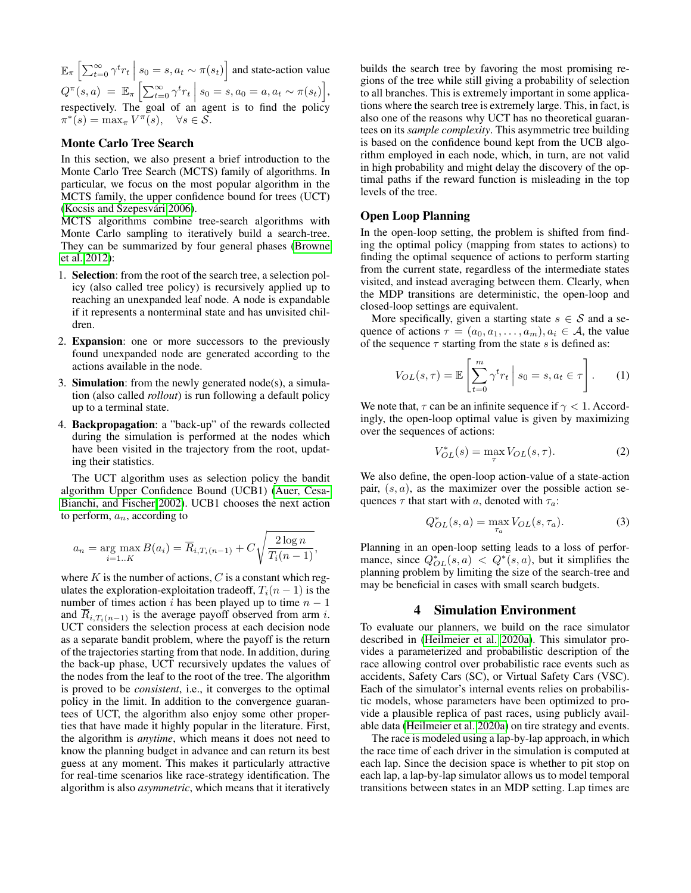$\mathbb{E}_\pi \left[\sum_{t=0}^{\infty} \gamma^t r_t \,\middle|\, s_0 = s, a_t \sim \pi(s_t)\right]$ and state-action value $Q^\pi(s,a) = \mathbb{E}_\pi \left[\sum_{t=0}^{\infty} \gamma^t r_t \,\middle|\, s_0 = s, a_0 = a, a_t \sim \pi(s_t)\right]$, respectively. The goal of an agent is to find the policy $\pi^*(s) = \max_\pi V^\pi(s), \quad \forall s \in \mathcal{S}$.

## Monte Carlo Tree Search

In this section, we also present a brief introduction to the Monte Carlo Tree Search (MCTS) family of algorithms. In particular, we focus on the most popular algorithm in the MCTS family, the upper confidence bound for trees (UCT) (Kocsis and Szepesvári 2006).

MCTS algorithms combine tree-search algorithms with Monte Carlo sampling to iteratively build a search-tree. They can be summarized by four general phases (Browne et al. 2012):

1. **Selection**: from the root of the search tree, a selection policy (also called tree policy) is recursively applied up to reaching an unexpanded leaf node. A node is expandable if it represents a nonterminal state and has unvisited children.
2. **Expansion**: one or more successors to the previously found unexpanded node are generated according to the actions available in the node.
3. **Simulation**: from the newly generated node(s), a simulation (also called *rollout*) is run following a default policy up to a terminal state.
4. **Backpropagation**: a "back-up" of the rewards collected during the simulation is performed at the nodes which have been visited in the trajectory from the root, updating their statistics.

The UCT algorithm uses as selection policy the bandit algorithm Upper Confidence Bound (UCB1) (Auer, Cesa-Bianchi, and Fischer 2002). UCB1 chooses the next action to perform, $a_n$, according to

$$a_n = \arg\max_{i=1..K} B(a_i) = \overline{R}_{i,T_i(n-1)} + C\sqrt{\frac{2\log n}{T_i(n-1)}},$$

where $K$ is the number of actions, $C$ is a constant which regulates the exploration-exploitation tradeoff, $T_i(n-1)$ is the number of times action $i$ has been played up to time $n-1$ and $\overline{R}_{i,T_i(n-1)}$ is the average payoff observed from arm $i$. UCT considers the selection process at each decision node as a separate bandit problem, where the payoff is the return of the trajectories starting from that node. In addition, during the back-up phase, UCT recursively updates the values of the nodes from the leaf to the root of the tree. The algorithm is proved to be *consistent*, i.e., it converges to the optimal policy in the limit. In addition to the convergence guarantees of UCT, the algorithm also enjoy some other properties that have made it highly popular in the literature. First, the algorithm is *anytime*, which means it does not need to know the planning budget in advance and can return its best guess at any moment. This makes it particularly attractive for real-time scenarios like race-strategy identification. The algorithm is also *asymmetric*, which means that it iteratively builds the search tree by favoring the most promising regions of the tree while still giving a probability of selection to all branches. This is extremely important in some applications where the search tree is extremely large. This, in fact, is also one of the reasons why UCT has no theoretical guarantees on its *sample complexity*. This asymmetric tree building is based on the confidence bound kept from the UCB algorithm employed in each node, which, in turn, are not valid in high probability and might delay the discovery of the optimal paths if the reward function is misleading in the top levels of the tree.

## Open Loop Planning

In the open-loop setting, the problem is shifted from finding the optimal policy (mapping from states to actions) to finding the optimal sequence of actions to perform starting from the current state, regardless of the intermediate states visited, and instead averaging between them. Clearly, when the MDP transitions are deterministic, the open-loop and closed-loop settings are equivalent.

More specifically, given a starting state $s \in \mathcal{S}$ and a sequence of actions $\tau = (a_0, a_1, \ldots, a_m), a_i \in \mathcal{A}$, the value of the sequence $\tau$ starting from the state $s$ is defined as:

$$V_{OL}(s, \tau) = \mathbb{E}\left[\sum_{t=0}^{m} \gamma^t r_t \,\middle|\, s_0 = s, a_t \in \tau\right]. \quad (1)$$

We note that, $\tau$ can be an infinite sequence if $\gamma < 1$. Accordingly, the open-loop optimal value is given by maximizing over the sequences of actions:

$$V^*_{OL}(s) = \max_\tau V_{OL}(s, \tau). \quad (2)$$

We also define, the open-loop action-value of a state-action pair, $(s, a)$, as the maximizer over the possible action sequences $\tau$ that start with $a$, denoted with $\tau_a$:

$$Q^*_{OL}(s, a) = \max_{\tau_a} V_{OL}(s, \tau_a). \quad (3)$$

Planning in an open-loop setting leads to a loss of performance, since $Q^*_{OL}(s,a) < Q^*(s,a)$, but it simplifies the planning problem by limiting the size of the search-tree and may be beneficial in cases with small search budgets.

# 4 Simulation Environment

To evaluate our planners, we build on the race simulator described in (Heilmeier et al. 2020a). This simulator provides a parameterized and probabilistic description of the race allowing control over probabilistic race events such as accidents, Safety Cars (SC), or Virtual Safety Cars (VSC). Each of the simulator's internal events relies on probabilistic models, whose parameters have been optimized to provide a plausible replica of past races, using publicly available data (Heilmeier et al. 2020a) on tire strategy and events.

The race is modeled using a lap-by-lap approach, in which the race time of each driver in the simulation is computed at each lap. Since the decision space is whether to pit stop on each lap, a lap-by-lap simulator allows us to model temporal transitions between states in an MDP setting. Lap times are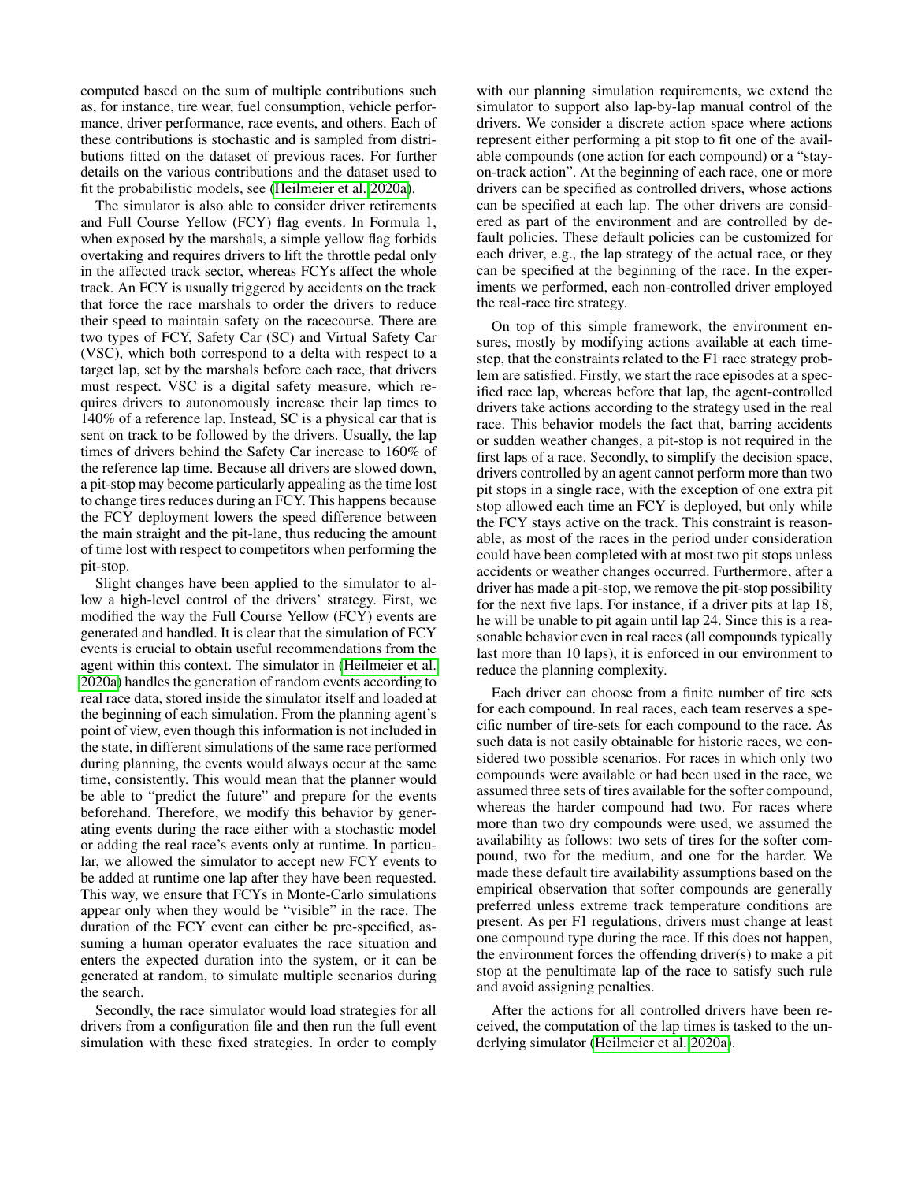computed based on the sum of multiple contributions such as, for instance, tire wear, fuel consumption, vehicle performance, driver performance, race events, and others. Each of these contributions is stochastic and is sampled from distributions fitted on the dataset of previous races. For further details on the various contributions and the dataset used to fit the probabilistic models, see (Heilmeier et al. 2020a).

The simulator is also able to consider driver retirements and Full Course Yellow (FCY) flag events. In Formula 1, when exposed by the marshals, a simple yellow flag forbids overtaking and requires drivers to lift the throttle pedal only in the affected track sector, whereas FCYs affect the whole track. An FCY is usually triggered by accidents on the track that force the race marshals to order the drivers to reduce their speed to maintain safety on the racecourse. There are two types of FCY, Safety Car (SC) and Virtual Safety Car (VSC), which both correspond to a delta with respect to a target lap, set by the marshals before each race, that drivers must respect. VSC is a digital safety measure, which requires drivers to autonomously increase their lap times to 140% of a reference lap. Instead, SC is a physical car that is sent on track to be followed by the drivers. Usually, the lap times of drivers behind the Safety Car increase to 160% of the reference lap time. Because all drivers are slowed down, a pit-stop may become particularly appealing as the time lost to change tires reduces during an FCY. This happens because the FCY deployment lowers the speed difference between the main straight and the pit-lane, thus reducing the amount of time lost with respect to competitors when performing the pit-stop.

Slight changes have been applied to the simulator to allow a high-level control of the drivers' strategy. First, we modified the way the Full Course Yellow (FCY) events are generated and handled. It is clear that the simulation of FCY events is crucial to obtain useful recommendations from the agent within this context. The simulator in (Heilmeier et al. 2020a) handles the generation of random events according to real race data, stored inside the simulator itself and loaded at the beginning of each simulation. From the planning agent's point of view, even though this information is not included in the state, in different simulations of the same race performed during planning, the events would always occur at the same time, consistently. This would mean that the planner would be able to "predict the future" and prepare for the events beforehand. Therefore, we modify this behavior by generating events during the race either with a stochastic model or adding the real race's events only at runtime. In particular, we allowed the simulator to accept new FCY events to be added at runtime one lap after they have been requested. This way, we ensure that FCYs in Monte-Carlo simulations appear only when they would be "visible" in the race. The duration of the FCY event can either be pre-specified, assuming a human operator evaluates the race situation and enters the expected duration into the system, or it can be generated at random, to simulate multiple scenarios during the search.

Secondly, the race simulator would load strategies for all drivers from a configuration file and then run the full event simulation with these fixed strategies. In order to comply with our planning simulation requirements, we extend the simulator to support also lap-by-lap manual control of the drivers. We consider a discrete action space where actions represent either performing a pit stop to fit one of the available compounds (one action for each compound) or a "stay-on-track action". At the beginning of each race, one or more drivers can be specified as controlled drivers, whose actions can be specified at each lap. The other drivers are considered as part of the environment and are controlled by default policies. These default policies can be customized for each driver, e.g., the lap strategy of the actual race, or they can be specified at the beginning of the race. In the experiments we performed, each non-controlled driver employed the real-race tire strategy.

On top of this simple framework, the environment ensures, mostly by modifying actions available at each timestep, that the constraints related to the F1 race strategy problem are satisfied. Firstly, we start the race episodes at a specified race lap, whereas before that lap, the agent-controlled drivers take actions according to the strategy used in the real race. This behavior models the fact that, barring accidents or sudden weather changes, a pit-stop is not required in the first laps of a race. Secondly, to simplify the decision space, drivers controlled by an agent cannot perform more than two pit stops in a single race, with the exception of one extra pit stop allowed each time an FCY is deployed, but only while the FCY stays active on the track. This constraint is reasonable, as most of the races in the period under consideration could have been completed with at most two pit stops unless accidents or weather changes occurred. Furthermore, after a driver has made a pit-stop, we remove the pit-stop possibility for the next five laps. For instance, if a driver pits at lap 18, he will be unable to pit again until lap 24. Since this is a reasonable behavior even in real races (all compounds typically last more than 10 laps), it is enforced in our environment to reduce the planning complexity.

Each driver can choose from a finite number of tire sets for each compound. In real races, each team reserves a specific number of tire-sets for each compound to the race. As such data is not easily obtainable for historic races, we considered two possible scenarios. For races in which only two compounds were available or had been used in the race, we assumed three sets of tires available for the softer compound, whereas the harder compound had two. For races where more than two dry compounds were used, we assumed the availability as follows: two sets of tires for the softer compound, two for the medium, and one for the harder. We made these default tire availability assumptions based on the empirical observation that softer compounds are generally preferred unless extreme track temperature conditions are present. As per F1 regulations, drivers must change at least one compound type during the race. If this does not happen, the environment forces the offending driver(s) to make a pit stop at the penultimate lap of the race to satisfy such rule and avoid assigning penalties.

After the actions for all controlled drivers have been received, the computation of the lap times is tasked to the underlying simulator (Heilmeier et al. 2020a).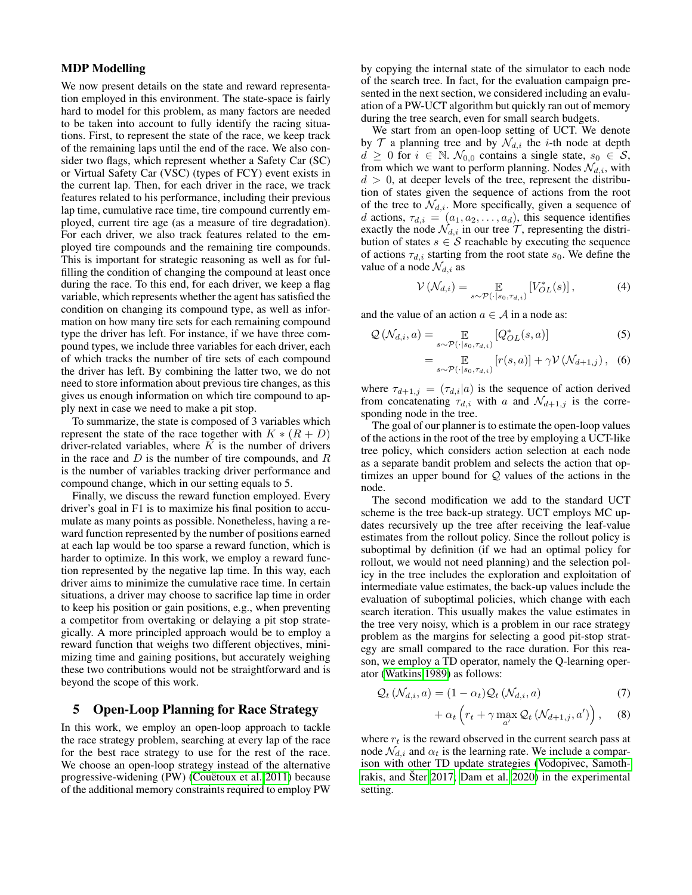### MDP Modelling

We now present details on the state and reward representation employed in this environment. The state-space is fairly hard to model for this problem, as many factors are needed to be taken into account to fully identify the racing situations. First, to represent the state of the race, we keep track of the remaining laps until the end of the race. We also consider two flags, which represent whether a Safety Car (SC) or Virtual Safety Car (VSC) (types of FCY) event exists in the current lap. Then, for each driver in the race, we track features related to his performance, including their previous lap time, cumulative race time, tire compound currently employed, current tire age (as a measure of tire degradation). For each driver, we also track features related to the employed tire compounds and the remaining tire compounds. This is important for strategic reasoning as well as for fulfilling the condition of changing the compound at least once during the race. To this end, for each driver, we keep a flag variable, which represents whether the agent has satisfied the condition on changing its compound type, as well as information on how many tire sets for each remaining compound type the driver has left. For instance, if we have three compound types, we include three variables for each driver, each of which tracks the number of tire sets of each compound the driver has left. By combining the latter two, we do not need to store information about previous tire changes, as this gives us enough information on which tire compound to apply next in case we need to make a pit stop.

To summarize, the state is composed of 3 variables which represent the state of the race together with $K * (R + D)$ driver-related variables, where $K$ is the number of drivers in the race and $D$ is the number of tire compounds, and $R$ is the number of variables tracking driver performance and compound change, which in our setting equals to 5.

Finally, we discuss the reward function employed. Every driver's goal in F1 is to maximize his final position to accumulate as many points as possible. Nonetheless, having a reward function represented by the number of positions earned at each lap would be too sparse a reward function, which is harder to optimize. In this work, we employ a reward function represented by the negative lap time. In this way, each driver aims to minimize the cumulative race time. In certain situations, a driver may choose to sacrifice lap time in order to keep his position or gain positions, e.g., when preventing a competitor from overtaking or delaying a pit stop strategically. A more principled approach would be to employ a reward function that weighs two different objectives, minimizing time and gaining positions, but accurately weighing these two contributions would not be straightforward and is beyond the scope of this work.

## 5 Open-Loop Planning for Race Strategy

In this work, we employ an open-loop approach to tackle the race strategy problem, searching at every lap of the race for the best race strategy to use for the rest of the race. We choose an open-loop strategy instead of the alternative progressive-widening (PW) (Couëtoux et al. 2011) because of the additional memory constraints required to employ PW by copying the internal state of the simulator to each node of the search tree. In fact, for the evaluation campaign presented in the next section, we considered including an evaluation of a PW-UCT algorithm but quickly ran out of memory during the tree search, even for small search budgets.

We start from an open-loop setting of UCT. We denote by $\mathcal{T}$ a planning tree and by $\mathcal{N}_{d,i}$ the $i$-th node at depth $d \geq 0$ for $i \in \mathbb{N}$. $\mathcal{N}_{0,0}$ contains a single state, $s_0 \in \mathcal{S}$, from which we want to perform planning. Nodes $\mathcal{N}_{d,i}$, with $d > 0$, at deeper levels of the tree, represent the distribution of states given the sequence of actions from the root of the tree to $\mathcal{N}_{d,i}$. More specifically, given a sequence of $d$ actions, $\tau_{d,i} = (a_1, a_2, \ldots, a_d)$, this sequence identifies exactly the node $\mathcal{N}_{d,i}$ in our tree $\mathcal{T}$, representing the distribution of states $s \in \mathcal{S}$ reachable by executing the sequence of actions $\tau_{d,i}$ starting from the root state $s_0$. We define the value of a node $\mathcal{N}_{d,i}$ as

$$\mathcal{V}\left(\mathcal{N}_{d,i}\right) = \mathop{\mathbb{E}}_{s \sim \mathcal{P}(\cdot|s_0, \tau_{d,i})} \left[V^*_{OL}(s)\right], \tag{4}$$

and the value of an action $a \in \mathcal{A}$ in a node as:

$$\mathcal{Q}\left(\mathcal{N}_{d,i}, a\right) = \mathop{\mathbb{E}}_{s \sim \mathcal{P}(\cdot|s_0, \tau_{d,i})} \left[Q^*_{OL}(s, a)\right] \tag{5}$$

$$= \mathop{\mathbb{E}}_{s \sim \mathcal{P}(\cdot|s_0, \tau_{d,i})} \left[r(s, a)\right] + \gamma \mathcal{V}\left(\mathcal{N}_{d+1,j}\right), \tag{6}$$

where $\tau_{d+1,j} = (\tau_{d,i}|a)$ is the sequence of action derived from concatenating $\tau_{d,i}$ with $a$ and $\mathcal{N}_{d+1,j}$ is the corresponding node in the tree.

The goal of our planner is to estimate the open-loop values of the actions in the root of the tree by employing a UCT-like tree policy, which considers action selection at each node as a separate bandit problem and selects the action that optimizes an upper bound for $\mathcal{Q}$ values of the actions in the node.

The second modification we add to the standard UCT scheme is the tree back-up strategy. UCT employs MC updates recursively up the tree after receiving the leaf-value estimates from the rollout policy. Since the rollout policy is suboptimal by definition (if we had an optimal policy for rollout, we would not need planning) and the selection policy in the tree includes the exploration and exploitation of intermediate value estimates, the back-up values include the evaluation of suboptimal policies, which change with each search iteration. This usually makes the value estimates in the tree very noisy, which is a problem in our race strategy problem as the margins for selecting a good pit-stop strategy are small compared to the race duration. For this reason, we employ a TD operator, namely the Q-learning operator (Watkins 1989) as follows:

$$\mathcal{Q}_t\left(\mathcal{N}_{d,i}, a\right) = (1 - \alpha_t)\mathcal{Q}_t\left(\mathcal{N}_{d,i}, a\right) \tag{7}$$

$$+ \alpha_t \left(r_t + \gamma \max_{a'} \mathcal{Q}_t\left(\mathcal{N}_{d+1,j}, a'\right)\right), \tag{8}$$

where $r_t$ is the reward observed in the current search pass at node $\mathcal{N}_{d,i}$ and $\alpha_t$ is the learning rate. We include a comparison with other TD update strategies (Vodopivec, Samothrakis, and Šter 2017; Dam et al. 2020) in the experimental setting.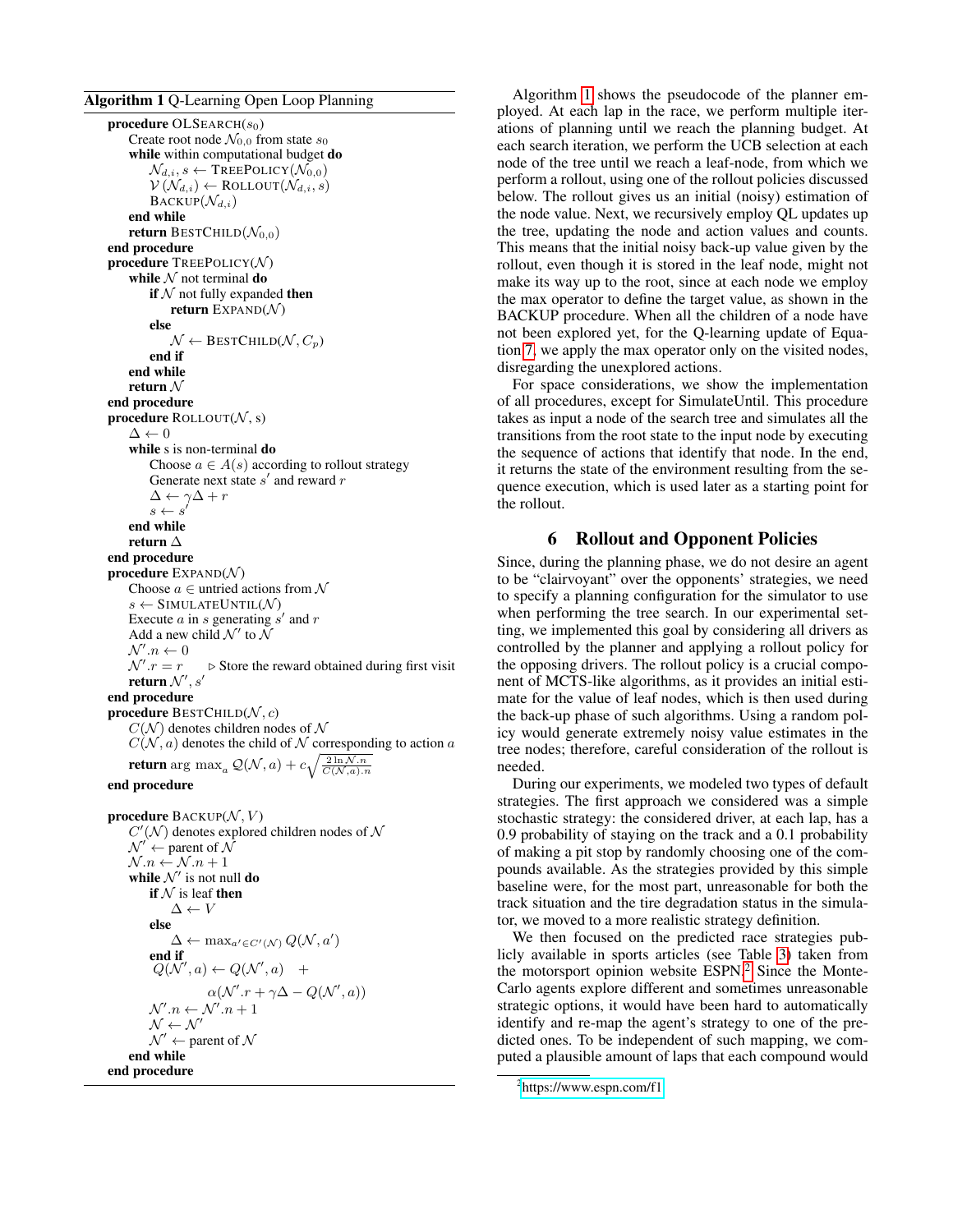**Algorithm 1** Q-Learning Open Loop Planning

```
procedure OLSEARCH(s_0)
    Create root node N_{0,0} from state s_0
    while within computational budget do
        N_{d,i}, s ← TREEPOLICY(N_{0,0})
        V(N_{d,i}) ← ROLLOUT(N_{d,i}, s)
        BACKUP(N_{d,i})
    end while
    return BESTCHILD(N_{0,0})
end procedure
procedure TREEPOLICY(N)
    while N not terminal do
        if N not fully expanded then
            return EXPAND(N)
        else
            N ← BESTCHILD(N, C_p)
        end if
    end while
    return N
end procedure
procedure ROLLOUT(N, s)
    Δ ← 0
    while s is non-terminal do
        Choose a ∈ A(s) according to rollout strategy
        Generate next state s' and reward r
        Δ ← γΔ + r
        s ← s'
    end while
    return Δ
end procedure
procedure EXPAND(N)
    Choose a ∈ untried actions from N
    s ← SIMULATEUNTIL(N)
    Execute a in s generating s' and r
    Add a new child N' to N
    N'.n ← 0
    N'.r = r        ▷ Store the reward obtained during first visit
    return N', s'
end procedure
procedure BESTCHILD(N, c)
    C(N) denotes children nodes of N
    C(N, a) denotes the child of N corresponding to action a
    return arg max_a Q(N, a) + c sqrt( 2 ln N.n / C(N, a).n )
end procedure

procedure BACKUP(N, V)
    C'(N) denotes explored children nodes of N
    N' ← parent of N
    N.n ← N.n + 1
    while N' is not null do
        if N is leaf then
            Δ ← V
        else
            Δ ← max_{a' ∈ C'(N)} Q(N, a')
        end if
        Q(N', a) ← Q(N', a) +
                   α(N'.r + γΔ − Q(N', a))
        N'.n ← N'.n + 1
        N ← N'
        N' ← parent of N
    end while
end procedure
```

Algorithm 1 shows the pseudocode of the planner employed. At each lap in the race, we perform multiple iterations of planning until we reach the planning budget. At each search iteration, we perform the UCB selection at each node of the tree until we reach a leaf-node, from which we perform a rollout, using one of the rollout policies discussed below. The rollout gives us an initial (noisy) estimation of the node value. Next, we recursively employ QL updates up the tree, updating the node and action values and counts. This means that the initial noisy back-up value given by the rollout, even though it is stored in the leaf node, might not make its way up to the root, since at each node we employ the max operator to define the target value, as shown in the BACKUP procedure. When all the children of a node have not been explored yet, for the Q-learning update of Equation 7, we apply the max operator only on the visited nodes, disregarding the unexplored actions.

For space considerations, we show the implementation of all procedures, except for SimulateUntil. This procedure takes as input a node of the search tree and simulates all the transitions from the root state to the input node by executing the sequence of actions that identify that node. In the end, it returns the state of the environment resulting from the sequence execution, which is used later as a starting point for the rollout.

## 6 Rollout and Opponent Policies

Since, during the planning phase, we do not desire an agent to be "clairvoyant" over the opponents' strategies, we need to specify a planning configuration for the simulator to use when performing the tree search. In our experimental setting, we implemented this goal by considering all drivers as controlled by the planner and applying a rollout policy for the opposing drivers. The rollout policy is a crucial component of MCTS-like algorithms, as it provides an initial estimate for the value of leaf nodes, which is then used during the back-up phase of such algorithms. Using a random policy would generate extremely noisy value estimates in the tree nodes; therefore, careful consideration of the rollout is needed.

During our experiments, we modeled two types of default strategies. The first approach we considered was a simple stochastic strategy: the considered driver, at each lap, has a 0.9 probability of staying on the track and a 0.1 probability of making a pit stop by randomly choosing one of the compounds available. As the strategies provided by this simple baseline were, for the most part, unreasonable for both the track situation and the tire degradation status in the simulator, we moved to a more realistic strategy definition.

We then focused on the predicted race strategies publicly available in sports articles (see Table 3) taken from the motorsport opinion website ESPN.[2] Since the Monte-Carlo agents explore different and sometimes unreasonable strategic options, it would have been hard to automatically identify and re-map the agent's strategy to one of the predicted ones. To be independent of such mapping, we computed a plausible amount of laps that each compound would

[2] https://www.espn.com/f1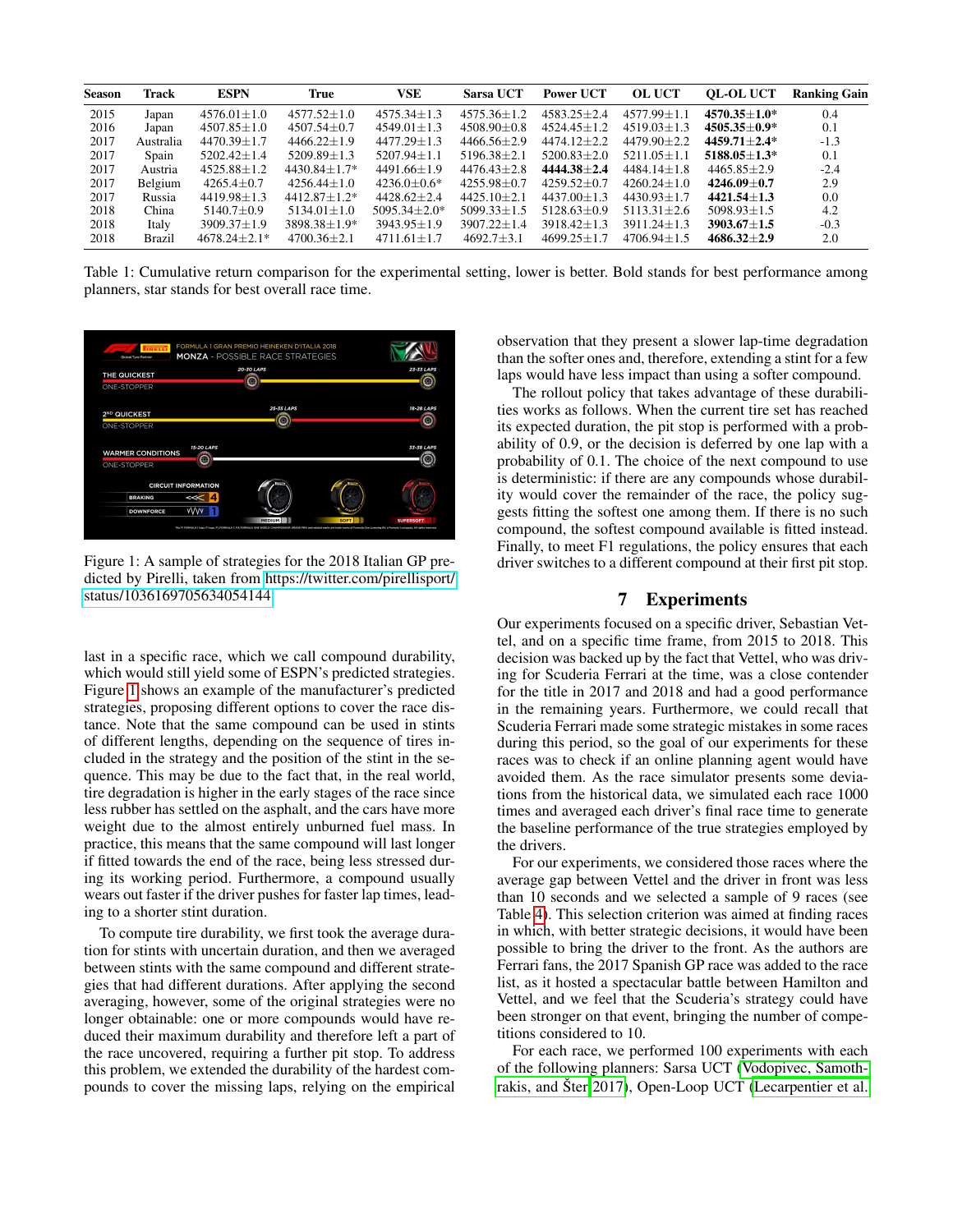| Season | Track | ESPN | True | VSE | Sarsa UCT | Power UCT | OL UCT | QL-OL UCT | Ranking Gain |
|---|---|---|---|---|---|---|---|---|---|
| 2015 | Japan | 4576.01±1.0 | 4577.52±1.0 | 4575.34±1.3 | 4575.36±1.2 | 4583.25±2.4 | 4577.99±1.1 | **4570.35±1.0*** | 0.4 |
| 2016 | Japan | 4507.85±1.0 | 4507.54±0.7 | 4549.01±1.3 | 4508.90±0.8 | 4524.45±1.2 | 4519.03±1.3 | **4505.35±0.9*** | 0.1 |
| 2017 | Australia | 4470.39±1.7 | 4466.22±1.9 | 4477.29±1.3 | 4466.56±2.9 | 4474.12±2.2 | 4479.90±2.2 | **4459.71±2.4*** | -1.3 |
| 2017 | Spain | 5202.42±1.4 | 5209.89±1.3 | 5207.94±1.1 | 5196.38±2.1 | 5200.83±2.0 | 5211.05±1.1 | **5188.05±1.3*** | 0.1 |
| 2017 | Austria | 4525.88±1.2 | 4430.84±1.7* | 4491.66±1.9 | 4476.43±2.8 | **4444.38±2.4** | 4484.14±1.8 | 4465.85±2.9 | -2.4 |
| 2017 | Belgium | 4265.4±0.7 | 4256.44±1.0 | 4236.0±0.6* | 4255.98±0.7 | 4259.52±0.7 | 4260.24±1.0 | **4246.09±0.7** | 2.9 |
| 2017 | Russia | 4419.98±1.3 | 4412.87±1.2* | 4428.62±2.4 | 4425.10±2.1 | 4437.00±1.3 | 4430.93±1.7 | **4421.54±1.3** | 0.0 |
| 2018 | China | 5140.7±0.9 | 5134.01±1.0 | 5095.34±2.0* | 5099.33±1.5 | 5128.63±0.9 | 5113.31±2.6 | 5098.93±1.5 | 4.2 |
| 2018 | Italy | 3909.37±1.9 | 3898.38±1.9* | 3943.95±1.9 | 3907.22±1.4 | 3918.42±1.3 | 3911.24±1.3 | **3903.67±1.5** | -0.3 |
| 2018 | Brazil | 4678.24±2.1* | 4700.36±2.1 | 4711.61±1.7 | 4692.7±3.1 | 4699.25±1.7 | 4706.94±1.5 | **4686.32±2.9** | 2.0 |

Table 1: Cumulative return comparison for the experimental setting, lower is better. Bold stands for best performance among planners, star stands for best overall race time.

Figure 1: A sample of strategies for the 2018 Italian GP predicted by Pirelli, taken from https://twitter.com/pirellisport/status/1036169705634054144

last in a specific race, which we call compound durability, which would still yield some of ESPN's predicted strategies. Figure 1 shows an example of the manufacturer's predicted strategies, proposing different options to cover the race distance. Note that the same compound can be used in stints of different lengths, depending on the sequence of tires included in the strategy and the position of the stint in the sequence. This may be due to the fact that, in the real world, tire degradation is higher in the early stages of the race since less rubber has settled on the asphalt, and the cars have more weight due to the almost entirely unburned fuel mass. In practice, this means that the same compound will last longer if fitted towards the end of the race, being less stressed during its working period. Furthermore, a compound usually wears out faster if the driver pushes for faster lap times, leading to a shorter stint duration.

To compute tire durability, we first took the average duration for stints with uncertain duration, and then we averaged between stints with the same compound and different strategies that had different durations. After applying the second averaging, however, some of the original strategies were no longer obtainable: one or more compounds would have reduced their maximum durability and therefore left a part of the race uncovered, requiring a further pit stop. To address this problem, we extended the durability of the hardest compounds to cover the missing laps, relying on the empirical observation that they present a slower lap-time degradation than the softer ones and, therefore, extending a stint for a few laps would have less impact than using a softer compound.

The rollout policy that takes advantage of these durabilities works as follows. When the current tire set has reached its expected duration, the pit stop is performed with a probability of 0.9, or the decision is deferred by one lap with a probability of 0.1. The choice of the next compound to use is deterministic: if there are any compounds whose durability would cover the remainder of the race, the policy suggests fitting the softest one among them. If there is no such compound, the softest compound available is fitted instead. Finally, to meet F1 regulations, the policy ensures that each driver switches to a different compound at their first pit stop.

## 7 Experiments

Our experiments focused on a specific driver, Sebastian Vettel, and on a specific time frame, from 2015 to 2018. This decision was backed up by the fact that Vettel, who was driving for Scuderia Ferrari at the time, was a close contender for the title in 2017 and 2018 and had a good performance in the remaining years. Furthermore, we could recall that Scuderia Ferrari made some strategic mistakes in some races during this period, so the goal of our experiments for these races was to check if an online planning agent would have avoided them. As the race simulator presents some deviations from the historical data, we simulated each race 1000 times and averaged each driver's final race time to generate the baseline performance of the true strategies employed by the drivers.

For our experiments, we considered those races where the average gap between Vettel and the driver in front was less than 10 seconds and we selected a sample of 9 races (see Table 4). This selection criterion was aimed at finding races in which, with better strategic decisions, it would have been possible to bring the driver to the front. As the authors are Ferrari fans, the 2017 Spanish GP race was added to the race list, as it hosted a spectacular battle between Hamilton and Vettel, and we feel that the Scuderia's strategy could have been stronger on that event, bringing the number of competitions considered to 10.

For each race, we performed 100 experiments with each of the following planners: Sarsa UCT (Vodopivec, Samothrakis, and Šter 2017), Open-Loop UCT (Lecarpentier et al.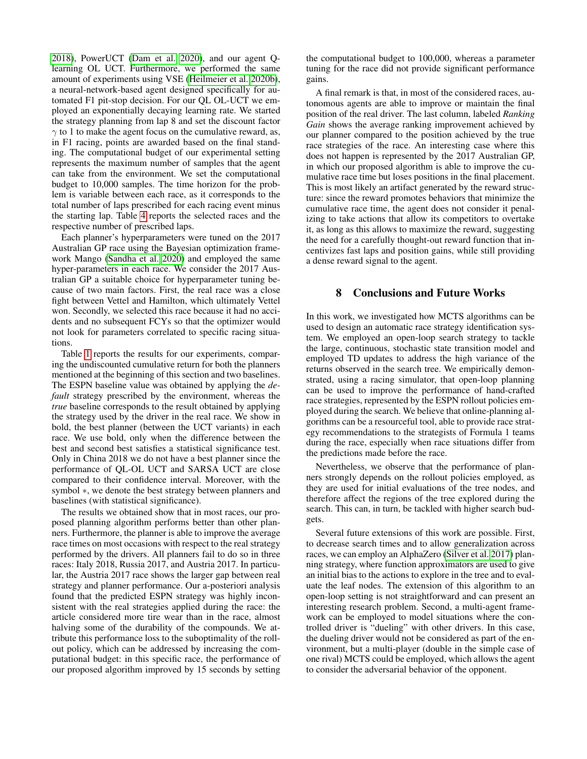2018), PowerUCT (Dam et al. 2020), and our agent Q-learning OL UCT. Furthermore, we performed the same amount of experiments using VSE (Heilmeier et al. 2020b), a neural-network-based agent designed specifically for automated F1 pit-stop decision. For our QL OL-UCT we employed an exponentially decaying learning rate. We started the strategy planning from lap 8 and set the discount factor $\gamma$ to 1 to make the agent focus on the cumulative reward, as, in F1 racing, points are awarded based on the final standing. The computational budget of our experimental setting represents the maximum number of samples that the agent can take from the environment. We set the computational budget to 10,000 samples. The time horizon for the problem is variable between each race, as it corresponds to the total number of laps prescribed for each racing event minus the starting lap. Table 4 reports the selected races and the respective number of prescribed laps.

Each planner's hyperparameters were tuned on the 2017 Australian GP race using the Bayesian optimization framework Mango (Sandha et al. 2020) and employed the same hyper-parameters in each race. We consider the 2017 Australian GP a suitable choice for hyperparameter tuning because of two main factors. First, the real race was a close fight between Vettel and Hamilton, which ultimately Vettel won. Secondly, we selected this race because it had no accidents and no subsequent FCYs so that the optimizer would not look for parameters correlated to specific racing situations.

Table 1 reports the results for our experiments, comparing the undiscounted cumulative return for both the planners mentioned at the beginning of this section and two baselines. The ESPN baseline value was obtained by applying the *default* strategy prescribed by the environment, whereas the *true* baseline corresponds to the result obtained by applying the strategy used by the driver in the real race. We show in bold, the best planner (between the UCT variants) in each race. We use bold, only when the difference between the best and second best satisfies a statistical significance test. Only in China 2018 we do not have a best planner since the performance of QL-OL UCT and SARSA UCT are close compared to their confidence interval. Moreover, with the symbol $*$, we denote the best strategy between planners and baselines (with statistical significance).

The results we obtained show that in most races, our proposed planning algorithm performs better than other planners. Furthermore, the planner is able to improve the average race times on most occasions with respect to the real strategy performed by the drivers. All planners fail to do so in three races: Italy 2018, Russia 2017, and Austria 2017. In particular, the Austria 2017 race shows the larger gap between real strategy and planner performance. Our a-posteriori analysis found that the predicted ESPN strategy was highly inconsistent with the real strategies applied during the race: the article considered more tire wear than in the race, almost halving some of the durability of the compounds. We attribute this performance loss to the suboptimality of the rollout policy, which can be addressed by increasing the computational budget: in this specific race, the performance of our proposed algorithm improved by 15 seconds by setting the computational budget to 100,000, whereas a parameter tuning for the race did not provide significant performance gains.

A final remark is that, in most of the considered races, autonomous agents are able to improve or maintain the final position of the real driver. The last column, labeled *Ranking Gain* shows the average ranking improvement achieved by our planner compared to the position achieved by the true race strategies of the race. An interesting case where this does not happen is represented by the 2017 Australian GP, in which our proposed algorithm is able to improve the cumulative race time but loses positions in the final placement. This is most likely an artifact generated by the reward structure: since the reward promotes behaviors that minimize the cumulative race time, the agent does not consider it penalizing to take actions that allow its competitors to overtake it, as long as this allows to maximize the reward, suggesting the need for a carefully thought-out reward function that incentivizes fast laps and position gains, while still providing a dense reward signal to the agent.

## 8 Conclusions and Future Works

In this work, we investigated how MCTS algorithms can be used to design an automatic race strategy identification system. We employed an open-loop search strategy to tackle the large, continuous, stochastic state transition model and employed TD updates to address the high variance of the returns observed in the search tree. We empirically demonstrated, using a racing simulator, that open-loop planning can be used to improve the performance of hand-crafted race strategies, represented by the ESPN rollout policies employed during the search. We believe that online-planning algorithms can be a resourceful tool, able to provide race strategy recommendations to the strategists of Formula 1 teams during the race, especially when race situations differ from the predictions made before the race.

Nevertheless, we observe that the performance of planners strongly depends on the rollout policies employed, as they are used for initial evaluations of the tree nodes, and therefore affect the regions of the tree explored during the search. This can, in turn, be tackled with higher search budgets.

Several future extensions of this work are possible. First, to decrease search times and to allow generalization across races, we can employ an AlphaZero (Silver et al. 2017) planning strategy, where function approximators are used to give an initial bias to the actions to explore in the tree and to evaluate the leaf nodes. The extension of this algorithm to an open-loop setting is not straightforward and can present an interesting research problem. Second, a multi-agent framework can be employed to model situations where the controlled driver is "dueling" with other drivers. In this case, the dueling driver would not be considered as part of the environment, but a multi-player (double in the simple case of one rival) MCTS could be employed, which allows the agent to consider the adversarial behavior of the opponent.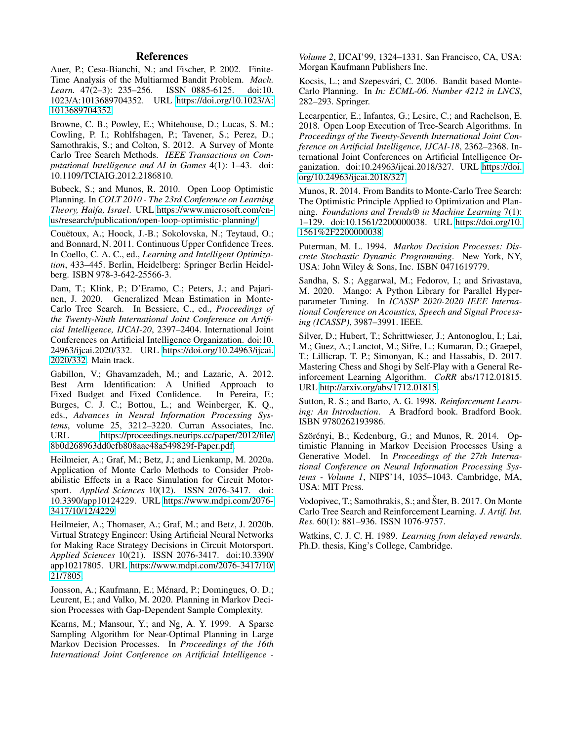## References

Auer, P.; Cesa-Bianchi, N.; and Fischer, P. 2002. Finite-Time Analysis of the Multiarmed Bandit Problem. *Mach. Learn.* 47(2–3): 235–256. ISSN 0885-6125. doi:10.1023/A:1013689704352. URL https://doi.org/10.1023/A:1013689704352.

Browne, C. B.; Powley, E.; Whitehouse, D.; Lucas, S. M.; Cowling, P. I.; Rohlfshagen, P.; Tavener, S.; Perez, D.; Samothrakis, S.; and Colton, S. 2012. A Survey of Monte Carlo Tree Search Methods. *IEEE Transactions on Computational Intelligence and AI in Games* 4(1): 1–43. doi:10.1109/TCIAIG.2012.2186810.

Bubeck, S.; and Munos, R. 2010. Open Loop Optimistic Planning. In *COLT 2010 - The 23rd Conference on Learning Theory, Haifa, Israel*. URL https://www.microsoft.com/en-us/research/publication/open-loop-optimistic-planning/.

Couëtoux, A.; Hoock, J.-B.; Sokolovska, N.; Teytaud, O.; and Bonnard, N. 2011. Continuous Upper Confidence Trees. In Coello, C. A. C., ed., *Learning and Intelligent Optimization*, 433–445. Berlin, Heidelberg: Springer Berlin Heidelberg. ISBN 978-3-642-25566-3.

Dam, T.; Klink, P.; D'Eramo, C.; Peters, J.; and Pajarinen, J. 2020. Generalized Mean Estimation in Monte-Carlo Tree Search. In Bessiere, C., ed., *Proceedings of the Twenty-Ninth International Joint Conference on Artificial Intelligence, IJCAI-20*, 2397–2404. International Joint Conferences on Artificial Intelligence Organization. doi:10.24963/ijcai.2020/332. URL https://doi.org/10.24963/ijcai.2020/332. Main track.

Gabillon, V.; Ghavamzadeh, M.; and Lazaric, A. 2012. Best Arm Identification: A Unified Approach to Fixed Budget and Fixed Confidence. In Pereira, F.; Burges, C. J. C.; Bottou, L.; and Weinberger, K. Q., eds., *Advances in Neural Information Processing Systems*, volume 25, 3212–3220. Curran Associates, Inc. URL https://proceedings.neurips.cc/paper/2012/file/8b0d268963dd0cfb808aac48a549829f-Paper.pdf.

Heilmeier, A.; Graf, M.; Betz, J.; and Lienkamp, M. 2020a. Application of Monte Carlo Methods to Consider Probabilistic Effects in a Race Simulation for Circuit Motorsport. *Applied Sciences* 10(12). ISSN 2076-3417. doi:10.3390/app10124229. URL https://www.mdpi.com/2076-3417/10/12/4229.

Heilmeier, A.; Thomaser, A.; Graf, M.; and Betz, J. 2020b. Virtual Strategy Engineer: Using Artificial Neural Networks for Making Race Strategy Decisions in Circuit Motorsport. *Applied Sciences* 10(21). ISSN 2076-3417. doi:10.3390/app10217805. URL https://www.mdpi.com/2076-3417/10/21/7805.

Jonsson, A.; Kaufmann, E.; Ménard, P.; Domingues, O. D.; Leurent, E.; and Valko, M. 2020. Planning in Markov Decision Processes with Gap-Dependent Sample Complexity.

Kearns, M.; Mansour, Y.; and Ng, A. Y. 1999. A Sparse Sampling Algorithm for Near-Optimal Planning in Large Markov Decision Processes. In *Proceedings of the 16th International Joint Conference on Artificial Intelligence - Volume 2*, IJCAI'99, 1324–1331. San Francisco, CA, USA: Morgan Kaufmann Publishers Inc.

Kocsis, L.; and Szepesvári, C. 2006. Bandit based Monte-Carlo Planning. In *In: ECML-06. Number 4212 in LNCS*, 282–293. Springer.

Lecarpentier, E.; Infantes, G.; Lesire, C.; and Rachelson, E. 2018. Open Loop Execution of Tree-Search Algorithms. In *Proceedings of the Twenty-Seventh International Joint Conference on Artificial Intelligence, IJCAI-18*, 2362–2368. International Joint Conferences on Artificial Intelligence Organization. doi:10.24963/ijcai.2018/327. URL https://doi.org/10.24963/ijcai.2018/327.

Munos, R. 2014. From Bandits to Monte-Carlo Tree Search: The Optimistic Principle Applied to Optimization and Planning. *Foundations and Trends® in Machine Learning* 7(1): 1–129. doi:10.1561/2200000038. URL https://doi.org/10.1561%2F2200000038.

Puterman, M. L. 1994. *Markov Decision Processes: Discrete Stochastic Dynamic Programming*. New York, NY, USA: John Wiley & Sons, Inc. ISBN 0471619779.

Sandha, S. S.; Aggarwal, M.; Fedorov, I.; and Srivastava, M. 2020. Mango: A Python Library for Parallel Hyperparameter Tuning. In *ICASSP 2020-2020 IEEE International Conference on Acoustics, Speech and Signal Processing (ICASSP)*, 3987–3991. IEEE.

Silver, D.; Hubert, T.; Schrittwieser, J.; Antonoglou, I.; Lai, M.; Guez, A.; Lanctot, M.; Sifre, L.; Kumaran, D.; Graepel, T.; Lillicrap, T. P.; Simonyan, K.; and Hassabis, D. 2017. Mastering Chess and Shogi by Self-Play with a General Reinforcement Learning Algorithm. *CoRR* abs/1712.01815. URL http://arxiv.org/abs/1712.01815.

Sutton, R. S.; and Barto, A. G. 1998. *Reinforcement Learning: An Introduction*. A Bradford book. Bradford Book. ISBN 9780262193986.

Szörényi, B.; Kedenburg, G.; and Munos, R. 2014. Optimistic Planning in Markov Decision Processes Using a Generative Model. In *Proceedings of the 27th International Conference on Neural Information Processing Systems - Volume 1*, NIPS'14, 1035–1043. Cambridge, MA, USA: MIT Press.

Vodopivec, T.; Samothrakis, S.; and Šter, B. 2017. On Monte Carlo Tree Search and Reinforcement Learning. *J. Artif. Int. Res.* 60(1): 881–936. ISSN 1076-9757.

Watkins, C. J. C. H. 1989. *Learning from delayed rewards*. Ph.D. thesis, King's College, Cambridge.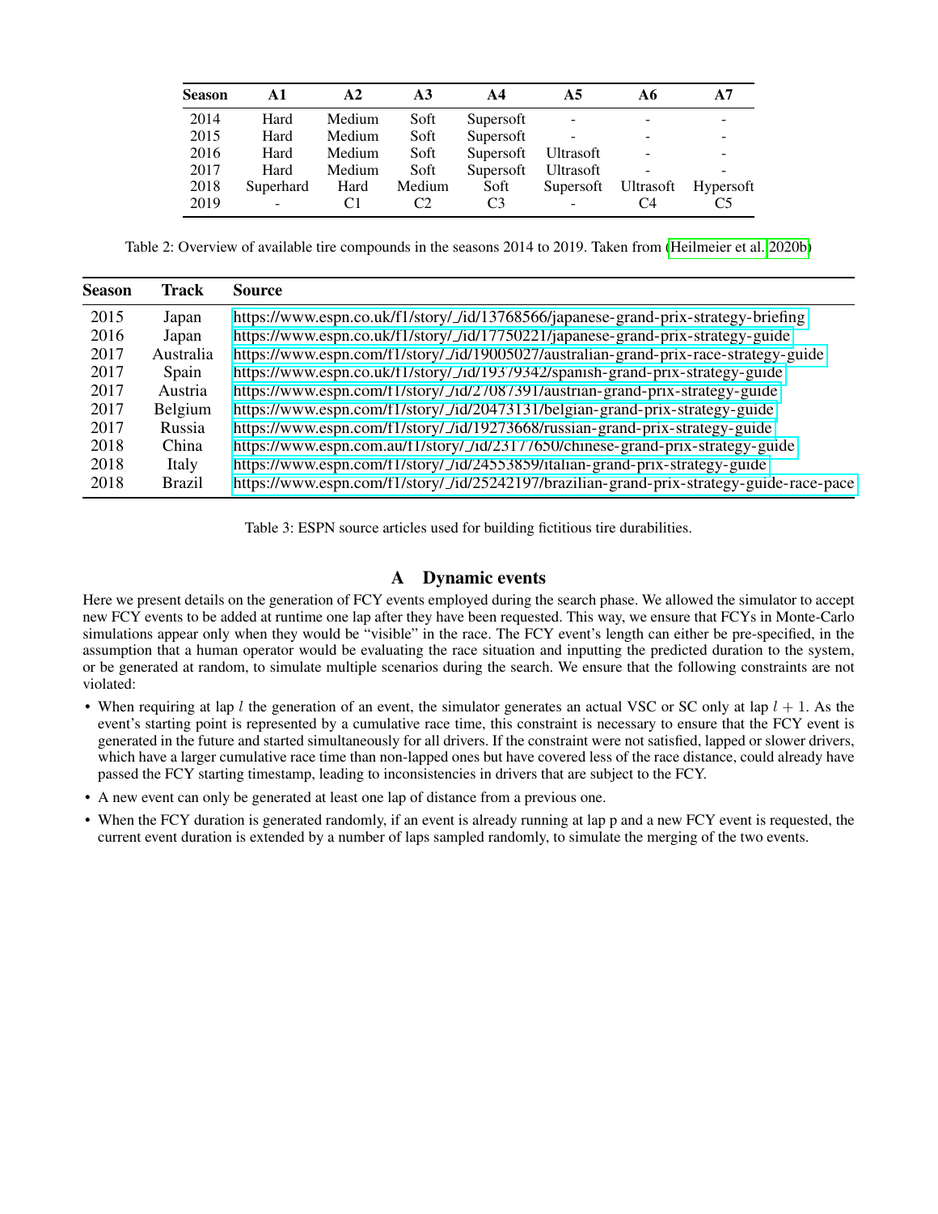| Season | A1 | A2 | A3 | A4 | A5 | A6 | A7 |
|---|---|---|---|---|---|---|---|
| 2014 | Hard | Medium | Soft | Supersoft | - | - | - |
| 2015 | Hard | Medium | Soft | Supersoft | - | - | - |
| 2016 | Hard | Medium | Soft | Supersoft | Ultrasoft | - | - |
| 2017 | Hard | Medium | Soft | Supersoft | Ultrasoft | - | - |
| 2018 | Superhard | Hard | Medium | Soft | Supersoft | Ultrasoft | Hypersoft |
| 2019 | - | C1 | C2 | C3 | - | C4 | C5 |

Table 2: Overview of available tire compounds in the seasons 2014 to 2019. Taken from (Heilmeier et al. 2020b)

| Season | Track | Source |
|---|---|---|
| 2015 | Japan | https://www.espn.co.uk/f1/story/_/id/13768566/japanese-grand-prix-strategy-briefing |
| 2016 | Japan | https://www.espn.co.uk/f1/story/_/id/17750221/japanese-grand-prix-strategy-guide |
| 2017 | Australia | https://www.espn.com/f1/story/_/id/19005027/australian-grand-prix-race-strategy-guide |
| 2017 | Spain | https://www.espn.co.uk/f1/story/_/id/19379342/spanish-grand-prix-strategy-guide |
| 2017 | Austria | https://www.espn.com/f1/story/_/id/27087391/austrian-grand-prix-strategy-guide |
| 2017 | Belgium | https://www.espn.com/f1/story/_/id/20473131/belgian-grand-prix-strategy-guide |
| 2017 | Russia | https://www.espn.com/f1/story/_/id/19273668/russian-grand-prix-strategy-guide |
| 2018 | China | https://www.espn.com.au/f1/story/_/id/23177650/chinese-grand-prix-strategy-guide |
| 2018 | Italy | https://www.espn.com/f1/story/_/id/24553859/italian-grand-prix-strategy-guide |
| 2018 | Brazil | https://www.espn.com/f1/story/_/id/25242197/brazilian-grand-prix-strategy-guide-race-pace |

Table 3: ESPN source articles used for building fictitious tire durabilities.

## A Dynamic events

Here we present details on the generation of FCY events employed during the search phase. We allowed the simulator to accept new FCY events to be added at runtime one lap after they have been requested. This way, we ensure that FCYs in Monte-Carlo simulations appear only when they would be "visible" in the race. The FCY event's length can either be pre-specified, in the assumption that a human operator would be evaluating the race situation and inputting the predicted duration to the system, or be generated at random, to simulate multiple scenarios during the search. We ensure that the following constraints are not violated:

- When requiring at lap $l$ the generation of an event, the simulator generates an actual VSC or SC only at lap $l + 1$. As the event's starting point is represented by a cumulative race time, this constraint is necessary to ensure that the FCY event is generated in the future and started simultaneously for all drivers. If the constraint were not satisfied, lapped or slower drivers, which have a larger cumulative race time than non-lapped ones but have covered less of the race distance, could already have passed the FCY starting timestamp, leading to inconsistencies in drivers that are subject to the FCY.
- A new event can only be generated at least one lap of distance from a previous one.
- When the FCY duration is generated randomly, if an event is already running at lap p and a new FCY event is requested, the current event duration is extended by a number of laps sampled randomly, to simulate the merging of the two events.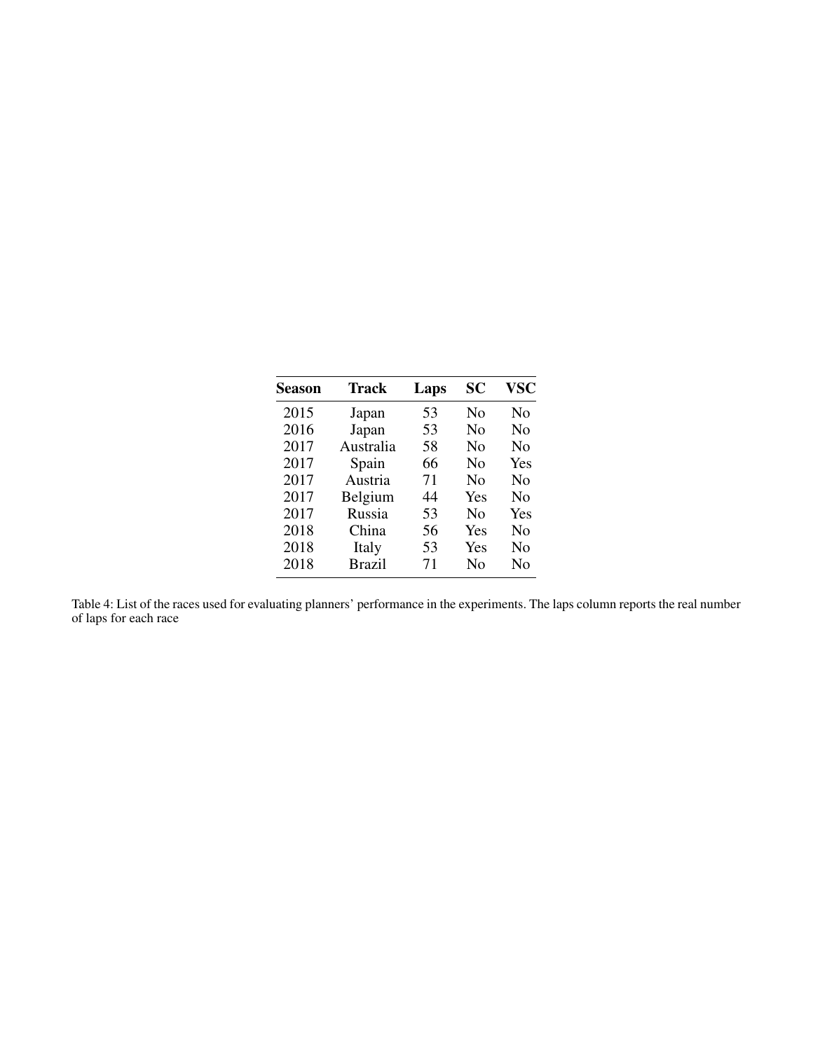| Season | Track | Laps | SC | VSC |
|---|---|---|---|---|
| 2015 | Japan | 53 | No | No |
| 2016 | Japan | 53 | No | No |
| 2017 | Australia | 58 | No | No |
| 2017 | Spain | 66 | No | Yes |
| 2017 | Austria | 71 | No | No |
| 2017 | Belgium | 44 | Yes | No |
| 2017 | Russia | 53 | No | Yes |
| 2018 | China | 56 | Yes | No |
| 2018 | Italy | 53 | Yes | No |
| 2018 | Brazil | 71 | No | No |

Table 4: List of the races used for evaluating planners' performance in the experiments. The laps column reports the real number of laps for each race